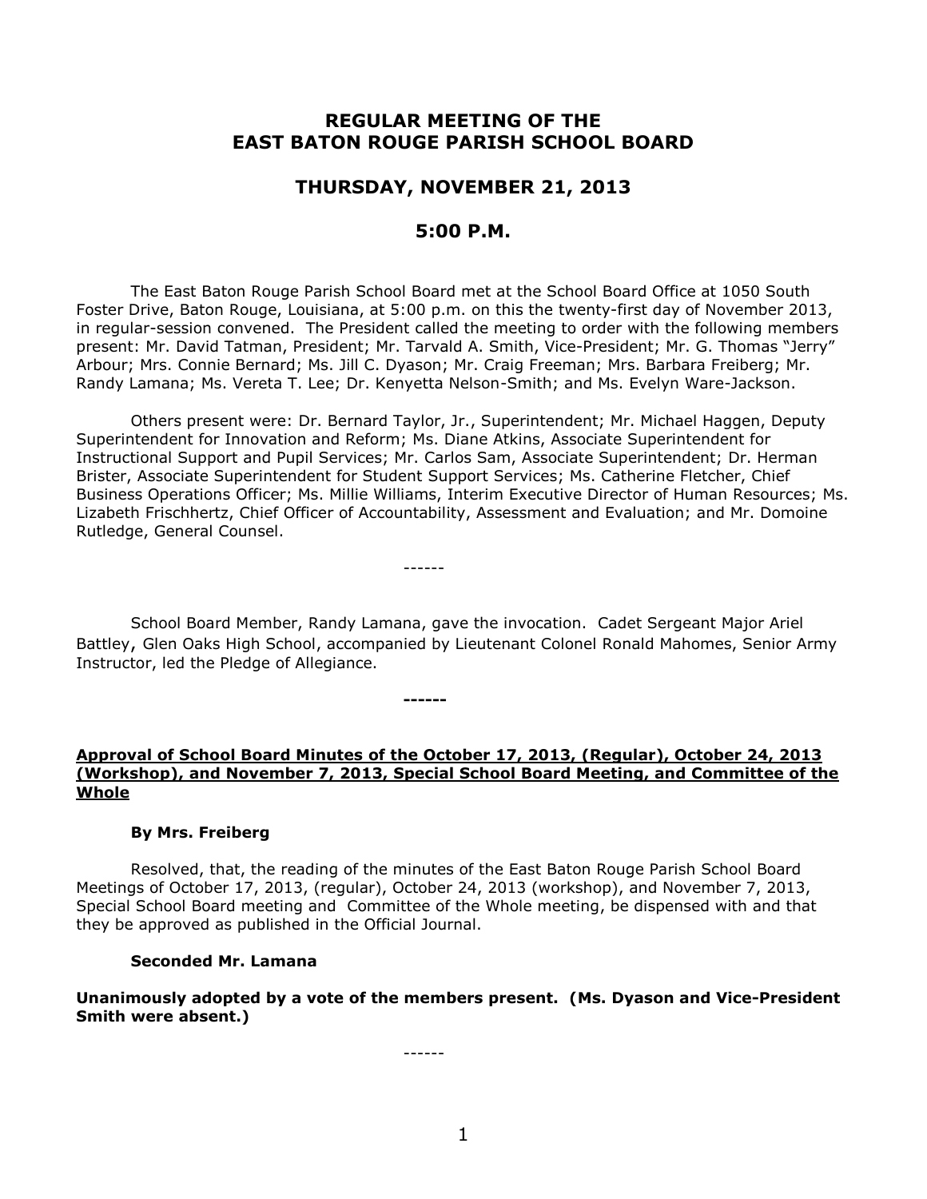# REGULAR MEETING OF THE EAST BATON ROUGE PARISH SCHOOL BOARD

## THURSDAY, NOVEMBER 21, 2013

## 5:00 P.M.

The East Baton Rouge Parish School Board met at the School Board Office at 1050 South Foster Drive, Baton Rouge, Louisiana, at 5:00 p.m. on this the twenty-first day of November 2013, in regular-session convened. The President called the meeting to order with the following members present: Mr. David Tatman, President; Mr. Tarvald A. Smith, Vice-President; Mr. G. Thomas "Jerry" Arbour; Mrs. Connie Bernard; Ms. Jill C. Dyason; Mr. Craig Freeman; Mrs. Barbara Freiberg; Mr. Randy Lamana; Ms. Vereta T. Lee; Dr. Kenyetta Nelson-Smith; and Ms. Evelyn Ware-Jackson.

Others present were: Dr. Bernard Taylor, Jr., Superintendent; Mr. Michael Haggen, Deputy Superintendent for Innovation and Reform; Ms. Diane Atkins, Associate Superintendent for Instructional Support and Pupil Services; Mr. Carlos Sam, Associate Superintendent; Dr. Herman Brister, Associate Superintendent for Student Support Services; Ms. Catherine Fletcher, Chief Business Operations Officer; Ms. Millie Williams, Interim Executive Director of Human Resources; Ms. Lizabeth Frischhertz, Chief Officer of Accountability, Assessment and Evaluation; and Mr. Domoine Rutledge, General Counsel.

------

School Board Member, Randy Lamana, gave the invocation. Cadet Sergeant Major Ariel Battley, Glen Oaks High School, accompanied by Lieutenant Colonel Ronald Mahomes, Senior Army Instructor, led the Pledge of Allegiance.

**------**

**<u>Approval of School Board Minutes of the October 17, 2013, (Regular), October 24, 2013 (Workshop), and November 7, 2013, Special School Board Meeting, and Committee of the Whole</u>**

**By Mrs. Freiberg**

Resolved, that, the reading of the minutes of the East Baton Rouge Parish School Board Meetings of October 17, 2013, (regular), October 24, 2013 (workshop), and November 7, 2013, Special School Board meeting and Committee of the Whole meeting, be dispensed with and that they be approved as published in the Official Journal.

**Seconded Mr. Lamana**

**Unanimously adopted by a vote of the members present. (Ms. Dyason and Vice-President Smith were absent.)**

------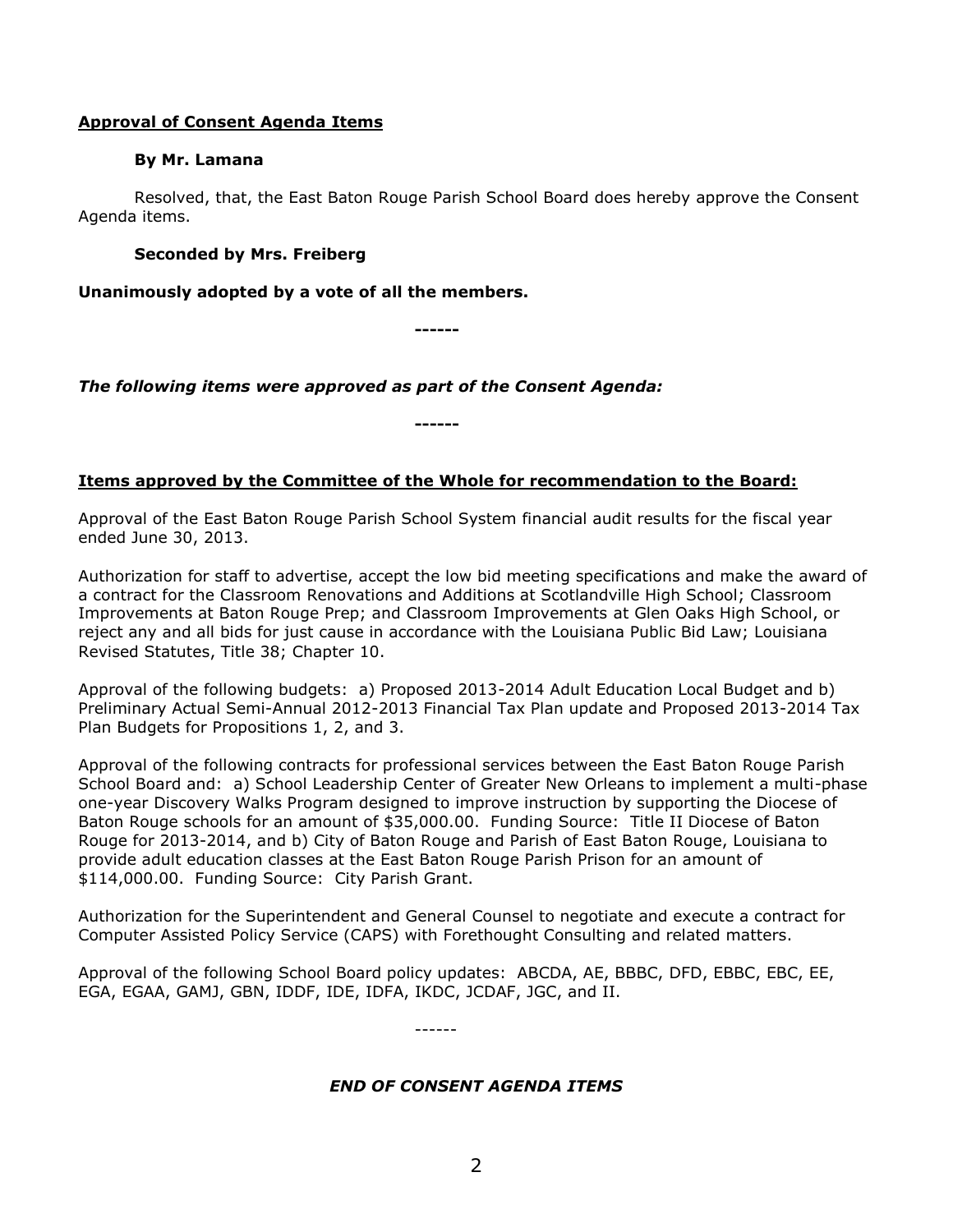**Approval of Consent Agenda Items**

**By Mr. Lamana**

Resolved, that, the East Baton Rouge Parish School Board does hereby approve the Consent Agenda items.

**Seconded by Mrs. Freiberg**

**Unanimously adopted by a vote of all the members.**

**------**

***The following items were approved as part of the Consent Agenda:***

**------**

**Items approved by the Committee of the Whole for recommendation to the Board:**

Approval of the East Baton Rouge Parish School System financial audit results for the fiscal year ended June 30, 2013.

Authorization for staff to advertise, accept the low bid meeting specifications and make the award of a contract for the Classroom Renovations and Additions at Scotlandville High School; Classroom Improvements at Baton Rouge Prep; and Classroom Improvements at Glen Oaks High School, or reject any and all bids for just cause in accordance with the Louisiana Public Bid Law; Louisiana Revised Statutes, Title 38; Chapter 10.

Approval of the following budgets: a) Proposed 2013-2014 Adult Education Local Budget and b) Preliminary Actual Semi-Annual 2012-2013 Financial Tax Plan update and Proposed 2013-2014 Tax Plan Budgets for Propositions 1, 2, and 3.

Approval of the following contracts for professional services between the East Baton Rouge Parish School Board and: a) School Leadership Center of Greater New Orleans to implement a multi-phase one-year Discovery Walks Program designed to improve instruction by supporting the Diocese of Baton Rouge schools for an amount of $35,000.00. Funding Source: Title II Diocese of Baton Rouge for 2013-2014, and b) City of Baton Rouge and Parish of East Baton Rouge, Louisiana to provide adult education classes at the East Baton Rouge Parish Prison for an amount of $114,000.00. Funding Source: City Parish Grant.

Authorization for the Superintendent and General Counsel to negotiate and execute a contract for Computer Assisted Policy Service (CAPS) with Forethought Consulting and related matters.

Approval of the following School Board policy updates: ABCDA, AE, BBBC, DFD, EBBC, EBC, EE, EGA, EGAA, GAMJ, GBN, IDDF, IDE, IDFA, IKDC, JCDAF, JGC, and II.

------

***END OF CONSENT AGENDA ITEMS***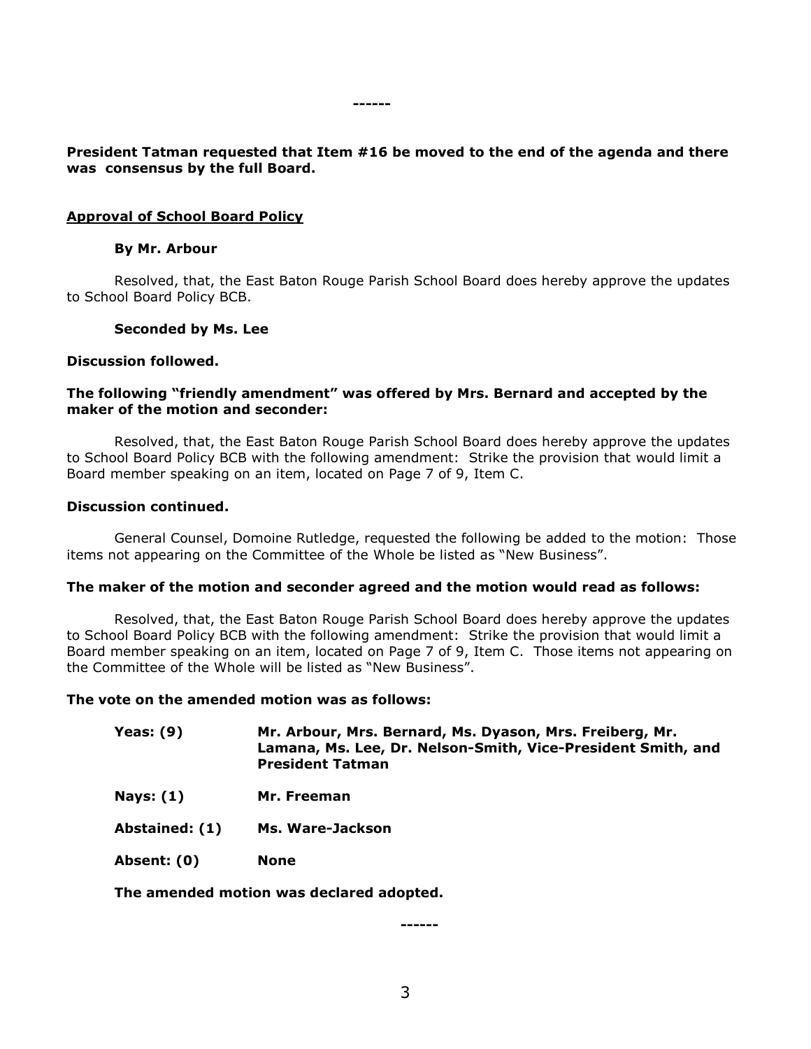------

**President Tatman requested that Item #16 be moved to the end of the agenda and there was consensus by the full Board.**

**<u>Approval of School Board Policy</u>**

**By Mr. Arbour**

Resolved, that, the East Baton Rouge Parish School Board does hereby approve the updates to School Board Policy BCB.

**Seconded by Ms. Lee**

**Discussion followed.**

**The following "friendly amendment" was offered by Mrs. Bernard and accepted by the maker of the motion and seconder:**

Resolved, that, the East Baton Rouge Parish School Board does hereby approve the updates to School Board Policy BCB with the following amendment: Strike the provision that would limit a Board member speaking on an item, located on Page 7 of 9, Item C.

**Discussion continued.**

General Counsel, Domoine Rutledge, requested the following be added to the motion: Those items not appearing on the Committee of the Whole be listed as "New Business".

**The maker of the motion and seconder agreed and the motion would read as follows:**

Resolved, that, the East Baton Rouge Parish School Board does hereby approve the updates to School Board Policy BCB with the following amendment: Strike the provision that would limit a Board member speaking on an item, located on Page 7 of 9, Item C. Those items not appearing on the Committee of the Whole will be listed as "New Business".

**The vote on the amended motion was as follows:**

**Yeas: (9)** **Mr. Arbour, Mrs. Bernard, Ms. Dyason, Mrs. Freiberg, Mr. Lamana, Ms. Lee, Dr. Nelson-Smith, Vice-President Smith, and President Tatman**

**Nays: (1)** **Mr. Freeman**

**Abstained: (1)** **Ms. Ware-Jackson**

**Absent: (0)** **None**

**The amended motion was declared adopted.**

------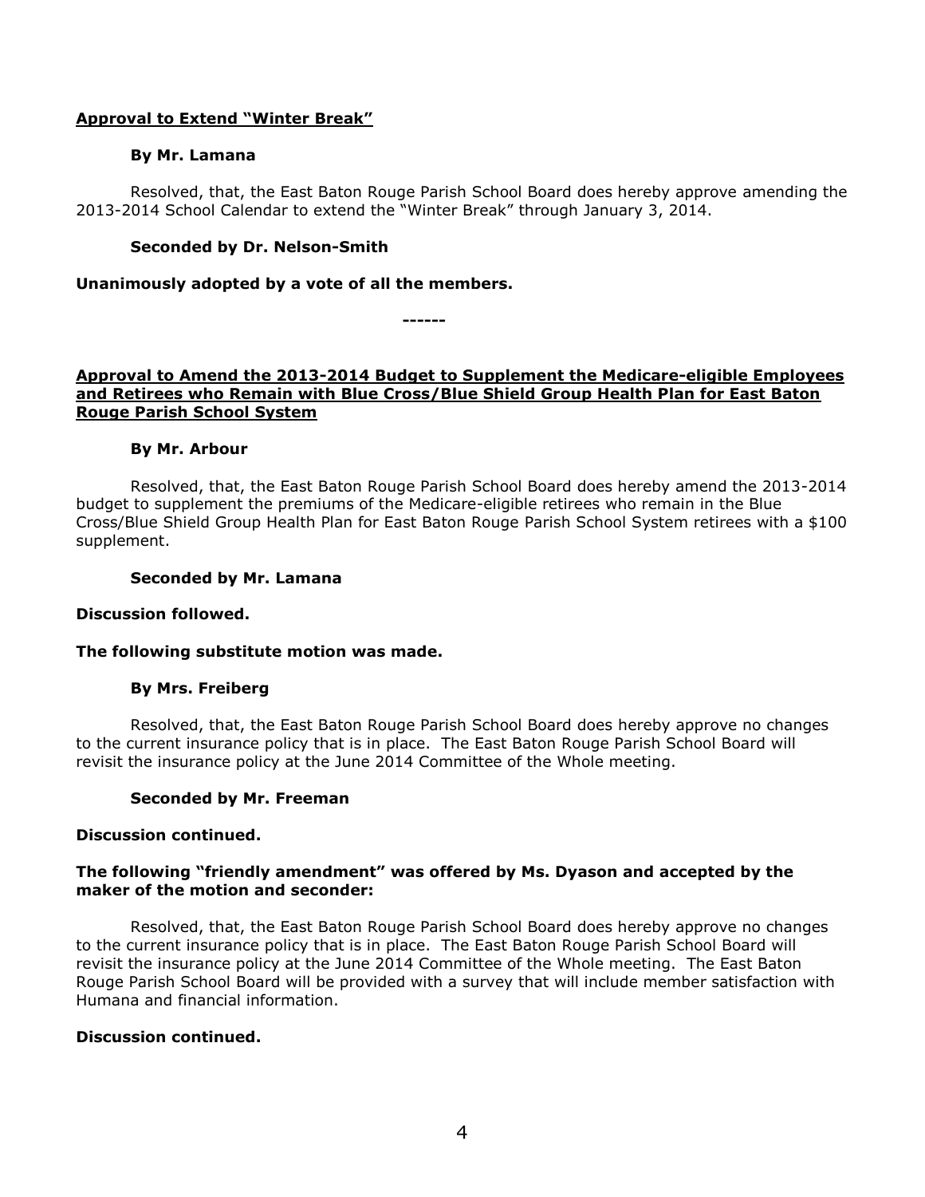**<u>Approval to Extend "Winter Break"</u>**

**By Mr. Lamana**

Resolved, that, the East Baton Rouge Parish School Board does hereby approve amending the 2013-2014 School Calendar to extend the "Winter Break" through January 3, 2014.

**Seconded by Dr. Nelson-Smith**

**Unanimously adopted by a vote of all the members.**

**------**

**<u>Approval to Amend the 2013-2014 Budget to Supplement the Medicare-eligible Employees and Retirees who Remain with Blue Cross/Blue Shield Group Health Plan for East Baton Rouge Parish School System</u>**

**By Mr. Arbour**

Resolved, that, the East Baton Rouge Parish School Board does hereby amend the 2013-2014 budget to supplement the premiums of the Medicare-eligible retirees who remain in the Blue Cross/Blue Shield Group Health Plan for East Baton Rouge Parish School System retirees with a $100 supplement.

**Seconded by Mr. Lamana**

**Discussion followed.**

**The following substitute motion was made.**

**By Mrs. Freiberg**

Resolved, that, the East Baton Rouge Parish School Board does hereby approve no changes to the current insurance policy that is in place. The East Baton Rouge Parish School Board will revisit the insurance policy at the June 2014 Committee of the Whole meeting.

**Seconded by Mr. Freeman**

**Discussion continued.**

**The following "friendly amendment" was offered by Ms. Dyason and accepted by the maker of the motion and seconder:**

Resolved, that, the East Baton Rouge Parish School Board does hereby approve no changes to the current insurance policy that is in place. The East Baton Rouge Parish School Board will revisit the insurance policy at the June 2014 Committee of the Whole meeting. The East Baton Rouge Parish School Board will be provided with a survey that will include member satisfaction with Humana and financial information.

**Discussion continued.**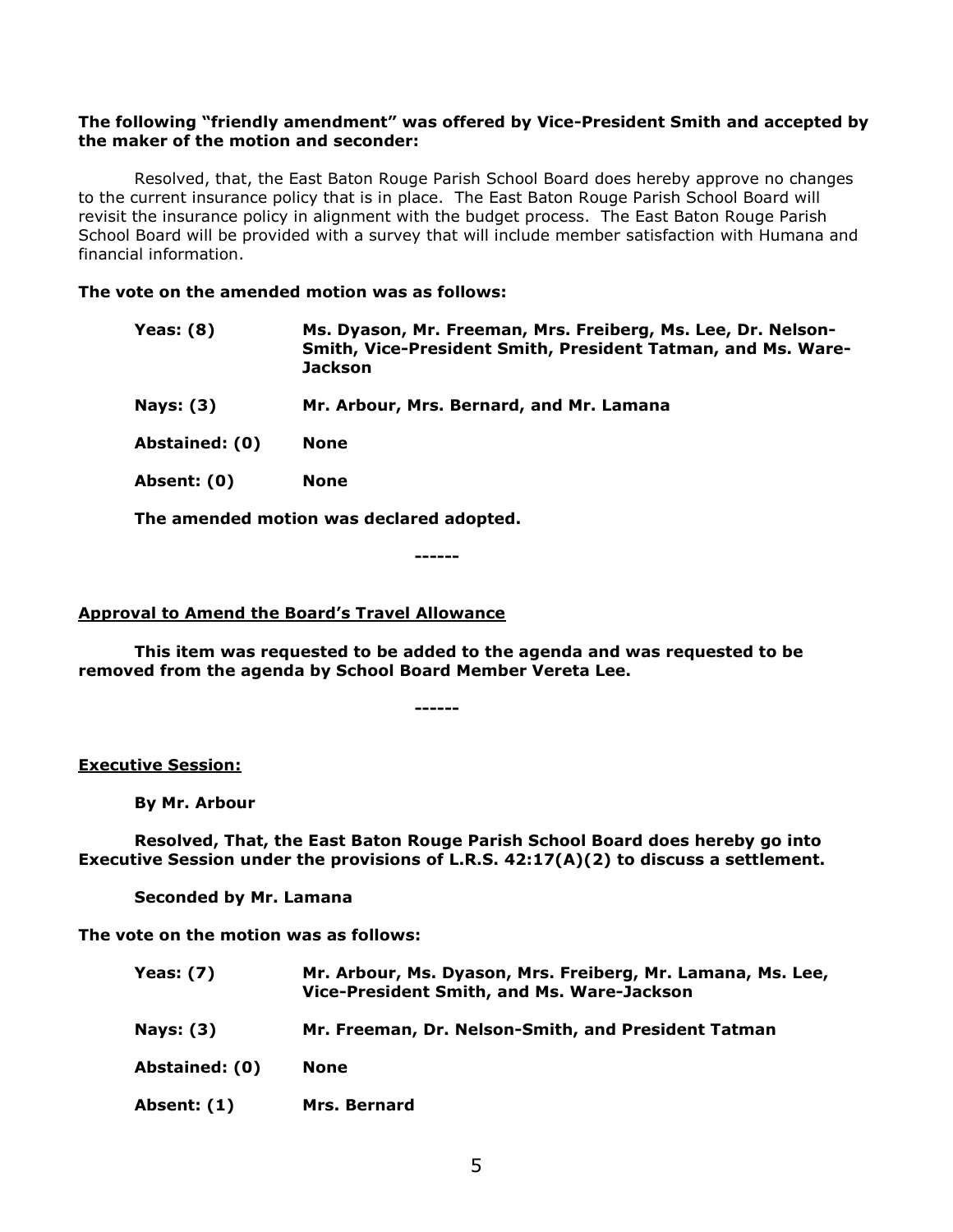**The following "friendly amendment" was offered by Vice-President Smith and accepted by the maker of the motion and seconder:**

Resolved, that, the East Baton Rouge Parish School Board does hereby approve no changes to the current insurance policy that is in place. The East Baton Rouge Parish School Board will revisit the insurance policy in alignment with the budget process. The East Baton Rouge Parish School Board will be provided with a survey that will include member satisfaction with Humana and financial information.

**The vote on the amended motion was as follows:**

| | |
|---|---|
| **Yeas: (8)** | **Ms. Dyason, Mr. Freeman, Mrs. Freiberg, Ms. Lee, Dr. Nelson-Smith, Vice-President Smith, President Tatman, and Ms. Ware-Jackson** |
| **Nays: (3)** | **Mr. Arbour, Mrs. Bernard, and Mr. Lamana** |
| **Abstained: (0)** | **None** |
| **Absent: (0)** | **None** |

**The amended motion was declared adopted.**

**------**

## Approval to Amend the Board's Travel Allowance

**This item was requested to be added to the agenda and was requested to be removed from the agenda by School Board Member Vereta Lee.**

**------**

## Executive Session:

**By Mr. Arbour**

**Resolved, That, the East Baton Rouge Parish School Board does hereby go into Executive Session under the provisions of L.R.S. 42:17(A)(2) to discuss a settlement.**

**Seconded by Mr. Lamana**

**The vote on the motion was as follows:**

| | |
|---|---|
| **Yeas: (7)** | **Mr. Arbour, Ms. Dyason, Mrs. Freiberg, Mr. Lamana, Ms. Lee, Vice-President Smith, and Ms. Ware-Jackson** |
| **Nays: (3)** | **Mr. Freeman, Dr. Nelson-Smith, and President Tatman** |
| **Abstained: (0)** | **None** |
| **Absent: (1)** | **Mrs. Bernard** |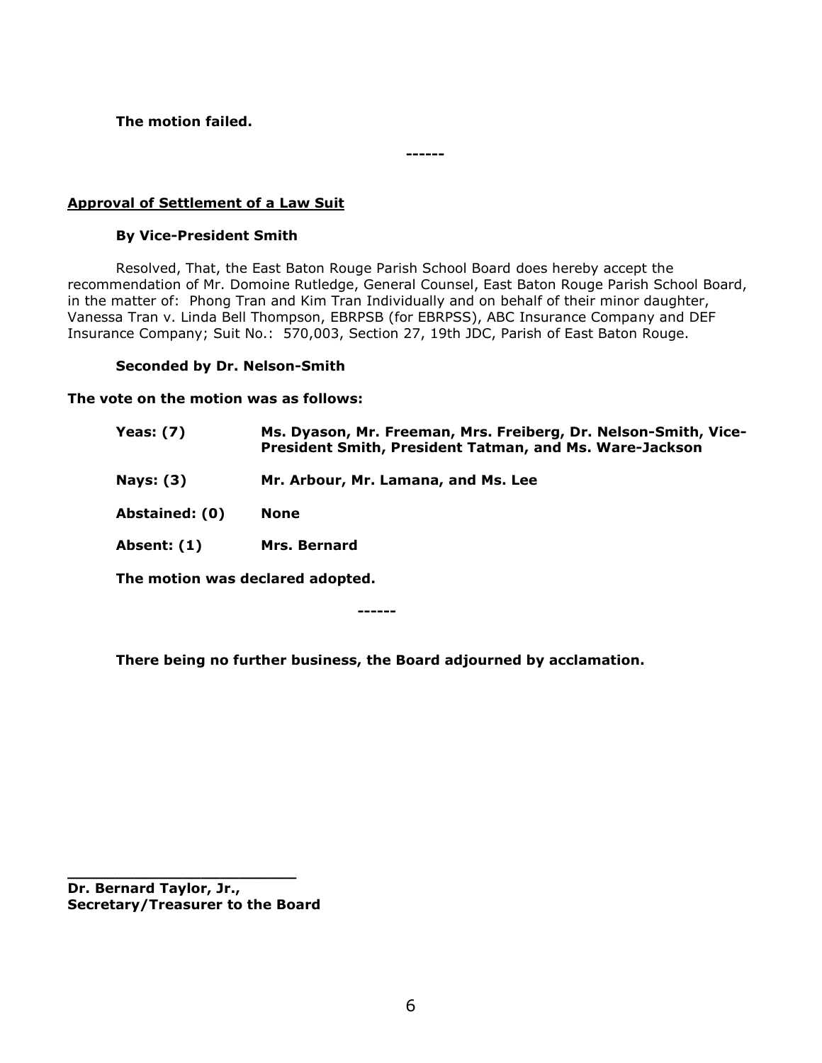**The motion failed.**

------

**Approval of Settlement of a Law Suit**

**By Vice-President Smith**

Resolved, That, the East Baton Rouge Parish School Board does hereby accept the recommendation of Mr. Domoine Rutledge, General Counsel, East Baton Rouge Parish School Board, in the matter of: Phong Tran and Kim Tran Individually and on behalf of their minor daughter, Vanessa Tran v. Linda Bell Thompson, EBRPSB (for EBRPSS), ABC Insurance Company and DEF Insurance Company; Suit No.: 570,003, Section 27, 19th JDC, Parish of East Baton Rouge.

**Seconded by Dr. Nelson-Smith**

**The vote on the motion was as follows:**

| | |
|---|---|
| **Yeas: (7)** | **Ms. Dyason, Mr. Freeman, Mrs. Freiberg, Dr. Nelson-Smith, Vice-President Smith, President Tatman, and Ms. Ware-Jackson** |
| **Nays: (3)** | **Mr. Arbour, Mr. Lamana, and Ms. Lee** |
| **Abstained: (0)** | **None** |
| **Absent: (1)** | **Mrs. Bernard** |

**The motion was declared adopted.**

------

**There being no further business, the Board adjourned by acclamation.**

_________________________

**Dr. Bernard Taylor, Jr.,**
**Secretary/Treasurer to the Board**